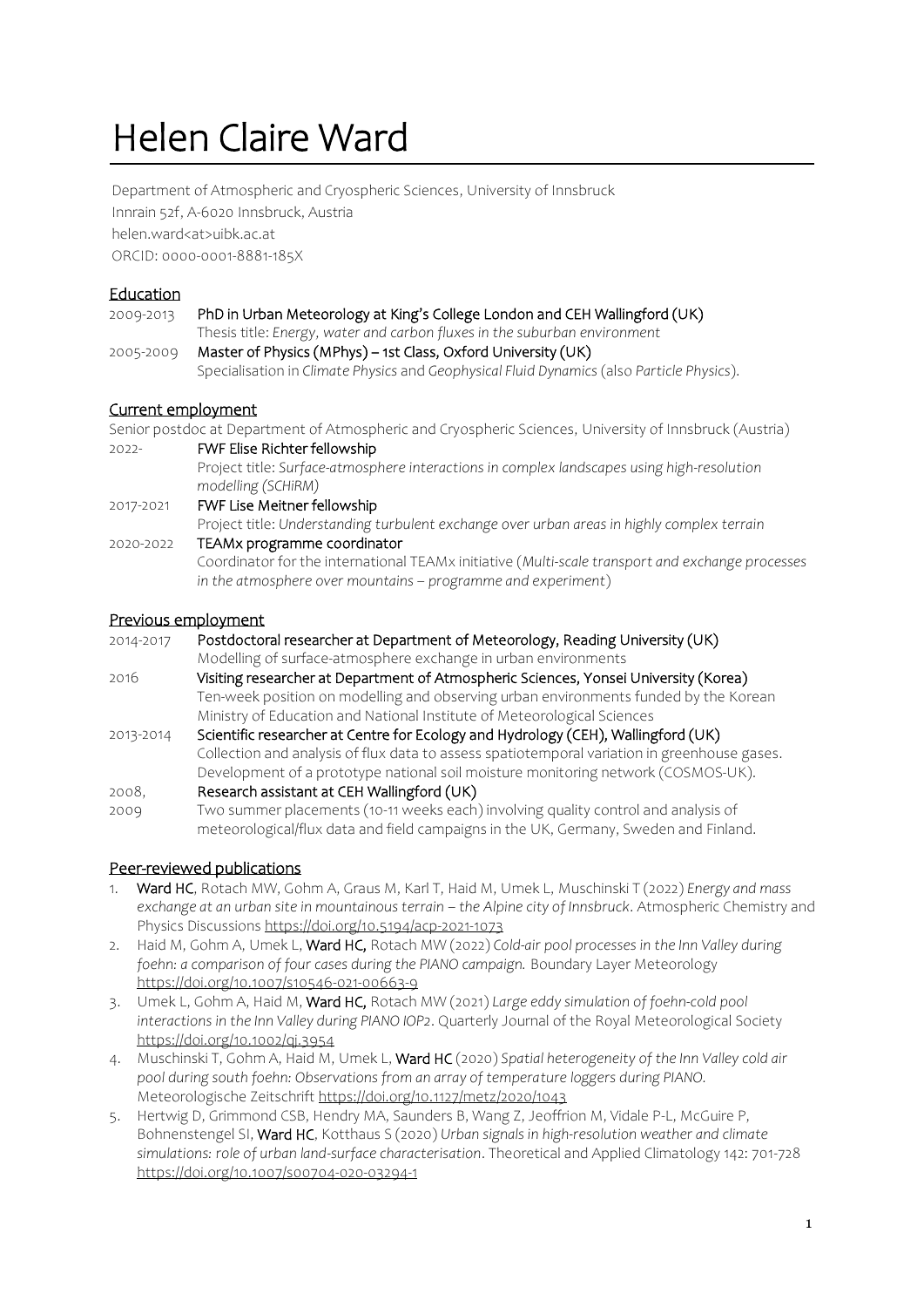# Helen Claire Ward

Department of Atmospheric and Cryospheric Sciences, University of Innsbruck
Innrain 52f, A-6020 Innsbruck, Austria
helen.ward<at>uibk.ac.at
ORCID: 0000-0001-8881-185X

## Education

2009-2013 PhD in Urban Meteorology at King's College London and CEH Wallingford (UK)
Thesis title: *Energy, water and carbon fluxes in the suburban environment*

2005-2009 Master of Physics (MPhys) – 1st Class, Oxford University (UK)
Specialisation in *Climate Physics* and *Geophysical Fluid Dynamics* (also *Particle Physics*).

## Current employment

Senior postdoc at Department of Atmospheric and Cryospheric Sciences, University of Innsbruck (Austria)

2022- FWF Elise Richter fellowship
Project title: *Surface-atmosphere interactions in complex landscapes using high-resolution modelling (SCHiRM)*

2017-2021 FWF Lise Meitner fellowship
Project title: *Understanding turbulent exchange over urban areas in highly complex terrain*

2020-2022 TEAMx programme coordinator
Coordinator for the international TEAMx initiative (*Multi-scale transport and exchange processes in the atmosphere over mountains – programme and experiment*)

## Previous employment

2014-2017 Postdoctoral researcher at Department of Meteorology, Reading University (UK)
Modelling of surface-atmosphere exchange in urban environments

2016 Visiting researcher at Department of Atmospheric Sciences, Yonsei University (Korea)
Ten-week position on modelling and observing urban environments funded by the Korean Ministry of Education and National Institute of Meteorological Sciences

2013-2014 Scientific researcher at Centre for Ecology and Hydrology (CEH), Wallingford (UK)
Collection and analysis of flux data to assess spatiotemporal variation in greenhouse gases. Development of a prototype national soil moisture monitoring network (COSMOS-UK).

2008, 2009 Research assistant at CEH Wallingford (UK)
Two summer placements (10-11 weeks each) involving quality control and analysis of meteorological/flux data and field campaigns in the UK, Germany, Sweden and Finland.

## Peer-reviewed publications

1. Ward HC, Rotach MW, Gohm A, Graus M, Karl T, Haid M, Umek L, Muschinski T (2022) *Energy and mass exchange at an urban site in mountainous terrain – the Alpine city of Innsbruck*. Atmospheric Chemistry and Physics Discussions https://doi.org/10.5194/acp-2021-1073
2. Haid M, Gohm A, Umek L, Ward HC, Rotach MW (2022) *Cold-air pool processes in the Inn Valley during foehn: a comparison of four cases during the PIANO campaign.* Boundary Layer Meteorology https://doi.org/10.1007/s10546-021-00663-9
3. Umek L, Gohm A, Haid M, Ward HC, Rotach MW (2021) *Large eddy simulation of foehn-cold pool interactions in the Inn Valley during PIANO IOP2*. Quarterly Journal of the Royal Meteorological Society https://doi.org/10.1002/qj.3954
4. Muschinski T, Gohm A, Haid M, Umek L, Ward HC (2020) *Spatial heterogeneity of the Inn Valley cold air pool during south foehn: Observations from an array of temperature loggers during PIANO.* Meteorologische Zeitschrift https://doi.org/10.1127/metz/2020/1043
5. Hertwig D, Grimmond CSB, Hendry MA, Saunders B, Wang Z, Jeoffrion M, Vidale P-L, McGuire P, Bohnenstengel SI, Ward HC, Kotthaus S (2020) *Urban signals in high-resolution weather and climate simulations: role of urban land-surface characterisation*. Theoretical and Applied Climatology 142: 701-728 https://doi.org/10.1007/s00704-020-03294-1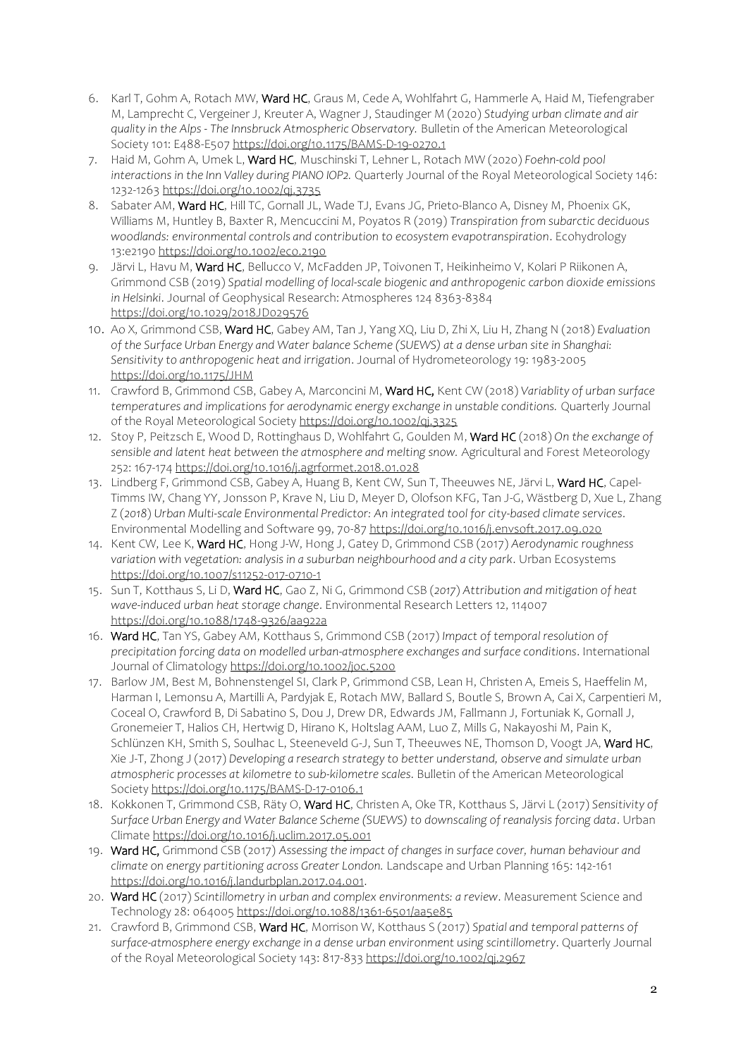6. Karl T, Gohm A, Rotach MW, Ward HC, Graus M, Cede A, Wohlfahrt G, Hammerle A, Haid M, Tiefengraber M, Lamprecht C, Vergeiner J, Kreuter A, Wagner J, Staudinger M (2020) *Studying urban climate and air quality in the Alps - The Innsbruck Atmospheric Observatory.* Bulletin of the American Meteorological Society 101: E488-E507 https://doi.org/10.1175/BAMS-D-19-0270.1
7. Haid M, Gohm A, Umek L, Ward HC, Muschinski T, Lehner L, Rotach MW (2020) *Foehn-cold pool interactions in the Inn Valley during PIANO IOP2.* Quarterly Journal of the Royal Meteorological Society 146: 1232-1263 https://doi.org/10.1002/qj.3735
8. Sabater AM, Ward HC, Hill TC, Gornall JL, Wade TJ, Evans JG, Prieto-Blanco A, Disney M, Phoenix GK, Williams M, Huntley B, Baxter R, Mencuccini M, Poyatos R (2019) *Transpiration from subarctic deciduous woodlands: environmental controls and contribution to ecosystem evapotranspiration*. Ecohydrology 13:e2190 https://doi.org/10.1002/eco.2190
9. Järvi L, Havu M, Ward HC, Bellucco V, McFadden JP, Toivonen T, Heikinheimo V, Kolari P Riikonen A, Grimmond CSB (2019) *Spatial modelling of local-scale biogenic and anthropogenic carbon dioxide emissions in Helsinki*. Journal of Geophysical Research: Atmospheres 124 8363-8384 https://doi.org/10.1029/2018JD029576
10. Ao X, Grimmond CSB, Ward HC, Gabey AM, Tan J, Yang XQ, Liu D, Zhi X, Liu H, Zhang N (2018) *Evaluation of the Surface Urban Energy and Water balance Scheme (SUEWS) at a dense urban site in Shanghai: Sensitivity to anthropogenic heat and irrigation*. Journal of Hydrometeorology 19: 1983-2005 https://doi.org/10.1175/JHM
11. Crawford B, Grimmond CSB, Gabey A, Marconcini M, Ward HC, Kent CW (2018) *Variablity of urban surface temperatures and implications for aerodynamic energy exchange in unstable conditions.* Quarterly Journal of the Royal Meteorological Society https://doi.org/10.1002/qj.3325
12. Stoy P, Peitzsch E, Wood D, Rottinghaus D, Wohlfahrt G, Goulden M, Ward HC (2018) *On the exchange of sensible and latent heat between the atmosphere and melting snow.* Agricultural and Forest Meteorology 252: 167-174 https://doi.org/10.1016/j.agrformet.2018.01.028
13. Lindberg F, Grimmond CSB, Gabey A, Huang B, Kent CW, Sun T, Theeuwes NE, Järvi L, Ward HC, Capel-Timms IW, Chang YY, Jonsson P, Krave N, Liu D, Meyer D, Olofson KFG, Tan J-G, Wästberg D, Xue L, Zhang Z (2018) *Urban Multi-scale Environmental Predictor: An integrated tool for city-based climate services*. Environmental Modelling and Software 99, 70-87 https://doi.org/10.1016/j.envsoft.2017.09.020
14. Kent CW, Lee K, Ward HC, Hong J-W, Hong J, Gatey D, Grimmond CSB (2017) *Aerodynamic roughness variation with vegetation: analysis in a suburban neighbourhood and a city park*. Urban Ecosystems https://doi.org/10.1007/s11252-017-0710-1
15. Sun T, Kotthaus S, Li D, Ward HC, Gao Z, Ni G, Grimmond CSB (2017) *Attribution and mitigation of heat wave-induced urban heat storage change*. Environmental Research Letters 12, 114007 https://doi.org/10.1088/1748-9326/aa922a
16. Ward HC, Tan YS, Gabey AM, Kotthaus S, Grimmond CSB (2017) *Impact of temporal resolution of precipitation forcing data on modelled urban-atmosphere exchanges and surface conditions*. International Journal of Climatology https://doi.org/10.1002/joc.5200
17. Barlow JM, Best M, Bohnenstengel SI, Clark P, Grimmond CSB, Lean H, Christen A, Emeis S, Haeffelin M, Harman I, Lemonsu A, Martilli A, Pardyjak E, Rotach MW, Ballard S, Boutle S, Brown A, Cai X, Carpentieri M, Coceal O, Crawford B, Di Sabatino S, Dou J, Drew DR, Edwards JM, Fallmann J, Fortuniak K, Gornall J, Gronemeier T, Halios CH, Hertwig D, Hirano K, Holtslag AAM, Luo Z, Mills G, Nakayoshi M, Pain K, Schlünzen KH, Smith S, Soulhac L, Steeneveld G-J, Sun T, Theeuwes NE, Thomson D, Voogt JA, Ward HC, Xie J-T, Zhong J (2017) *Developing a research strategy to better understand, observe and simulate urban atmospheric processes at kilometre to sub-kilometre scales*. Bulletin of the American Meteorological Society https://doi.org/10.1175/BAMS-D-17-0106.1
18. Kokkonen T, Grimmond CSB, Räty O, Ward HC, Christen A, Oke TR, Kotthaus S, Järvi L (2017) *Sensitivity of Surface Urban Energy and Water Balance Scheme (SUEWS) to downscaling of reanalysis forcing data*. Urban Climate https://doi.org/10.1016/j.uclim.2017.05.001
19. Ward HC, Grimmond CSB (2017) *Assessing the impact of changes in surface cover, human behaviour and climate on energy partitioning across Greater London.* Landscape and Urban Planning 165: 142-161 https://doi.org/10.1016/j.landurbplan.2017.04.001.
20. Ward HC (2017) *Scintillometry in urban and complex environments: a review*. Measurement Science and Technology 28: 064005 https://doi.org/10.1088/1361-6501/aa5e85
21. Crawford B, Grimmond CSB, Ward HC, Morrison W, Kotthaus S (2017) *Spatial and temporal patterns of surface-atmosphere energy exchange in a dense urban environment using scintillometry*. Quarterly Journal of the Royal Meteorological Society 143: 817-833 https://doi.org/10.1002/qj.2967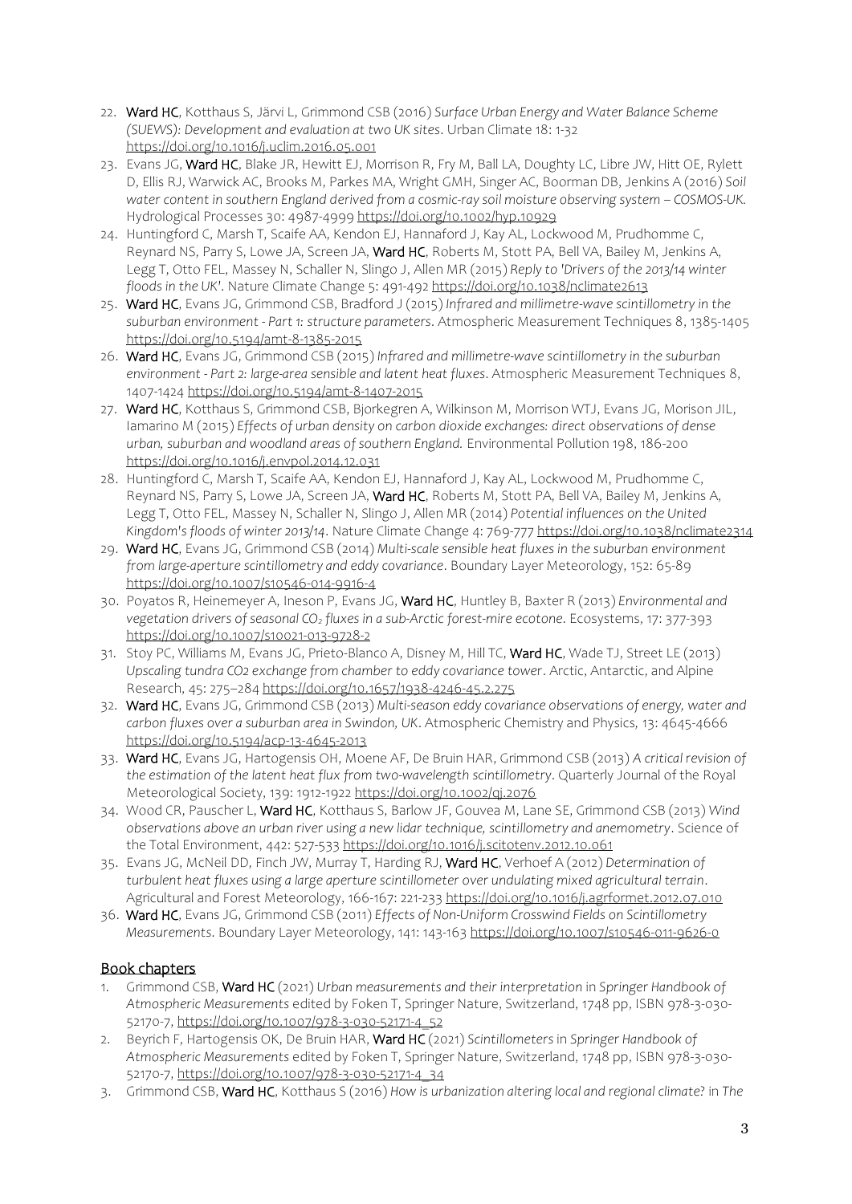22. Ward HC, Kotthaus S, Järvi L, Grimmond CSB (2016) *Surface Urban Energy and Water Balance Scheme (SUEWS): Development and evaluation at two UK sites*. Urban Climate 18: 1-32 https://doi.org/10.1016/j.uclim.2016.05.001
23. Evans JG, Ward HC, Blake JR, Hewitt EJ, Morrison R, Fry M, Ball LA, Doughty LC, Libre JW, Hitt OE, Rylett D, Ellis RJ, Warwick AC, Brooks M, Parkes MA, Wright GMH, Singer AC, Boorman DB, Jenkins A (2016) *Soil water content in southern England derived from a cosmic-ray soil moisture observing system – COSMOS-UK*. Hydrological Processes 30: 4987-4999 https://doi.org/10.1002/hyp.10929
24. Huntingford C, Marsh T, Scaife AA, Kendon EJ, Hannaford J, Kay AL, Lockwood M, Prudhomme C, Reynard NS, Parry S, Lowe JA, Screen JA, Ward HC, Roberts M, Stott PA, Bell VA, Bailey M, Jenkins A, Legg T, Otto FEL, Massey N, Schaller N, Slingo J, Allen MR (2015) *Reply to 'Drivers of the 2013/14 winter floods in the UK'*. Nature Climate Change 5: 491-492 https://doi.org/10.1038/nclimate2613
25. Ward HC, Evans JG, Grimmond CSB, Bradford J (2015) *Infrared and millimetre-wave scintillometry in the suburban environment - Part 1: structure parameters*. Atmospheric Measurement Techniques 8, 1385-1405 https://doi.org/10.5194/amt-8-1385-2015
26. Ward HC, Evans JG, Grimmond CSB (2015) *Infrared and millimetre-wave scintillometry in the suburban environment - Part 2: large-area sensible and latent heat fluxes*. Atmospheric Measurement Techniques 8, 1407-1424 https://doi.org/10.5194/amt-8-1407-2015
27. Ward HC, Kotthaus S, Grimmond CSB, Bjorkegren A, Wilkinson M, Morrison WTJ, Evans JG, Morison JIL, Iamarino M (2015) *Effects of urban density on carbon dioxide exchanges: direct observations of dense urban, suburban and woodland areas of southern England.* Environmental Pollution 198, 186-200 https://doi.org/10.1016/j.envpol.2014.12.031
28. Huntingford C, Marsh T, Scaife AA, Kendon EJ, Hannaford J, Kay AL, Lockwood M, Prudhomme C, Reynard NS, Parry S, Lowe JA, Screen JA, Ward HC, Roberts M, Stott PA, Bell VA, Bailey M, Jenkins A, Legg T, Otto FEL, Massey N, Schaller N, Slingo J, Allen MR (2014) *Potential influences on the United Kingdom's floods of winter 2013/14*. Nature Climate Change 4: 769-777 https://doi.org/10.1038/nclimate2314
29. Ward HC, Evans JG, Grimmond CSB (2014) *Multi-scale sensible heat fluxes in the suburban environment from large-aperture scintillometry and eddy covariance*. Boundary Layer Meteorology, 152: 65-89 https://doi.org/10.1007/s10546-014-9916-4
30. Poyatos R, Heinemeyer A, Ineson P, Evans JG, Ward HC, Huntley B, Baxter R (2013) *Environmental and vegetation drivers of seasonal $CO_2$ fluxes in a sub-Arctic forest-mire ecotone*. Ecosystems, 17: 377-393 https://doi.org/10.1007/s10021-013-9728-2
31. Stoy PC, Williams M, Evans JG, Prieto-Blanco A, Disney M, Hill TC, Ward HC, Wade TJ, Street LE (2013) *Upscaling tundra CO2 exchange from chamber to eddy covariance tower*. Arctic, Antarctic, and Alpine Research, 45: 275–284 https://doi.org/10.1657/1938-4246-45.2.275
32. Ward HC, Evans JG, Grimmond CSB (2013) *Multi-season eddy covariance observations of energy, water and carbon fluxes over a suburban area in Swindon, UK*. Atmospheric Chemistry and Physics, 13: 4645-4666 https://doi.org/10.5194/acp-13-4645-2013
33. Ward HC, Evans JG, Hartogensis OH, Moene AF, De Bruin HAR, Grimmond CSB (2013) *A critical revision of the estimation of the latent heat flux from two-wavelength scintillometry*. Quarterly Journal of the Royal Meteorological Society, 139: 1912-1922 https://doi.org/10.1002/qj.2076
34. Wood CR, Pauscher L, Ward HC, Kotthaus S, Barlow JF, Gouvea M, Lane SE, Grimmond CSB (2013) *Wind observations above an urban river using a new lidar technique, scintillometry and anemometry*. Science of the Total Environment, 442: 527-533 https://doi.org/10.1016/j.scitotenv.2012.10.061
35. Evans JG, McNeil DD, Finch JW, Murray T, Harding RJ, Ward HC, Verhoef A (2012) *Determination of turbulent heat fluxes using a large aperture scintillometer over undulating mixed agricultural terrain*. Agricultural and Forest Meteorology, 166-167: 221-233 https://doi.org/10.1016/j.agrformet.2012.07.010
36. Ward HC, Evans JG, Grimmond CSB (2011) *Effects of Non-Uniform Crosswind Fields on Scintillometry Measurements*. Boundary Layer Meteorology, 141: 143-163 https://doi.org/10.1007/s10546-011-9626-0

## Book chapters

1. Grimmond CSB, Ward HC (2021) *Urban measurements and their interpretation* in *Springer Handbook of Atmospheric Measurements* edited by Foken T, Springer Nature, Switzerland, 1748 pp, ISBN 978-3-030-52170-7, https://doi.org/10.1007/978-3-030-52171-4_52
2. Beyrich F, Hartogensis OK, De Bruin HAR, Ward HC (2021) *Scintillometers* in *Springer Handbook of Atmospheric Measurements* edited by Foken T, Springer Nature, Switzerland, 1748 pp, ISBN 978-3-030-52170-7, https://doi.org/10.1007/978-3-030-52171-4_34
3. Grimmond CSB, Ward HC, Kotthaus S (2016) *How is urbanization altering local and regional climate?* in *The*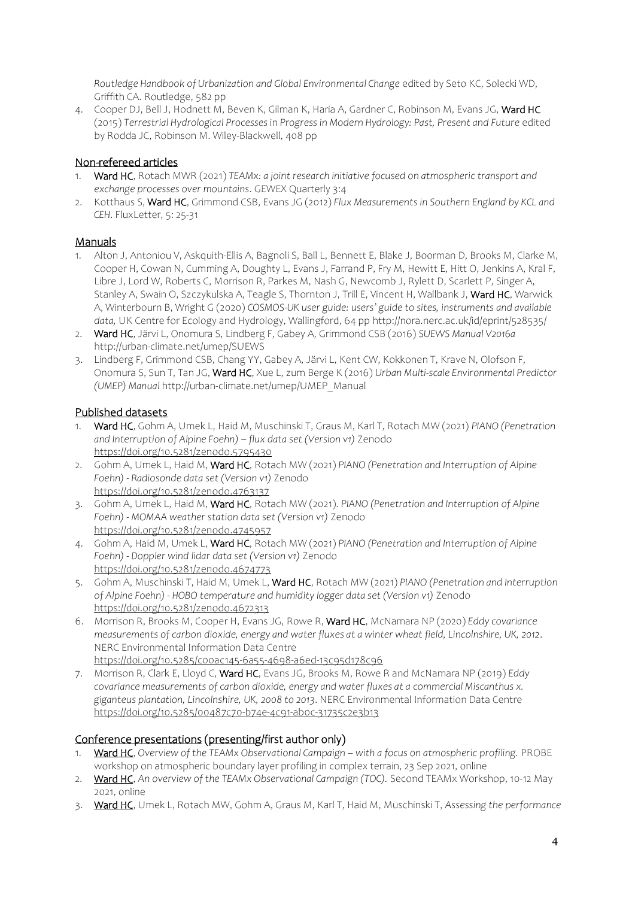*Routledge Handbook of Urbanization and Global Environmental Change* edited by Seto KC, Solecki WD, Griffith CA. Routledge, 582 pp

4. Cooper DJ, Bell J, Hodnett M, Beven K, Gilman K, Haria A, Gardner C, Robinson M, Evans JG, **Ward HC** (2015) *Terrestrial Hydrological Processes* in *Progress in Modern Hydrology: Past, Present and Future* edited by Rodda JC, Robinson M. Wiley-Blackwell, 408 pp

## Non-refereed articles

1. **Ward HC**, Rotach MWR (2021) *TEAMx: a joint research initiative focused on atmospheric transport and exchange processes over mountains*. GEWEX Quarterly 3:4
2. Kotthaus S, **Ward HC**, Grimmond CSB, Evans JG (2012) *Flux Measurements in Southern England by KCL and CEH*. FluxLetter, 5: 25-31

## Manuals

1. Alton J, Antoniou V, Askquith-Ellis A, Bagnoli S, Ball L, Bennett E, Blake J, Boorman D, Brooks M, Clarke M, Cooper H, Cowan N, Cumming A, Doughty L, Evans J, Farrand P, Fry M, Hewitt E, Hitt O, Jenkins A, Kral F, Libre J, Lord W, Roberts C, Morrison R, Parkes M, Nash G, Newcomb J, Rylett D, Scarlett P, Singer A, Stanley A, Swain O, Szczykulska A, Teagle S, Thornton J, Trill E, Vincent H, Wallbank J, **Ward HC**, Warwick A, Winterbourn B, Wright G (2020) *COSMOS-UK user guide: users' guide to sites, instruments and available data,* UK Centre for Ecology and Hydrology, Wallingford, 64 pp http://nora.nerc.ac.uk/id/eprint/528535/
2. **Ward HC**, Järvi L, Onomura S, Lindberg F, Gabey A, Grimmond CSB (2016) *SUEWS Manual V2016a* http://urban-climate.net/umep/SUEWS
3. Lindberg F, Grimmond CSB, Chang YY, Gabey A, Järvi L, Kent CW, Kokkonen T, Krave N, Olofson F, Onomura S, Sun T, Tan JG, **Ward HC**, Xue L, zum Berge K (2016) *Urban Multi-scale Environmental Predictor (UMEP) Manual* http://urban-climate.net/umep/UMEP_Manual

## Published datasets

1. **Ward HC**, Gohm A, Umek L, Haid M, Muschinski T, Graus M, Karl T, Rotach MW (2021) *PIANO (Penetration and Interruption of Alpine Foehn) – flux data set (Version v1)* Zenodo https://doi.org/10.5281/zenodo.5795430
2. Gohm A, Umek L, Haid M, **Ward HC**, Rotach MW (2021) *PIANO (Penetration and Interruption of Alpine Foehn) - Radiosonde data set (Version v1)* Zenodo https://doi.org/10.5281/zenodo.4763137
3. Gohm A, Umek L, Haid M, **Ward HC**, Rotach MW (2021). *PIANO (Penetration and Interruption of Alpine Foehn) - MOMAA weather station data set (Version v1)* Zenodo https://doi.org/10.5281/zenodo.4745957
4. Gohm A, Haid M, Umek L, **Ward HC**, Rotach MW (2021) *PIANO (Penetration and Interruption of Alpine Foehn) - Doppler wind lidar data set (Version v1)* Zenodo https://doi.org/10.5281/zenodo.4674773
5. Gohm A, Muschinski T, Haid M, Umek L, **Ward HC**, Rotach MW (2021) *PIANO (Penetration and Interruption of Alpine Foehn) - HOBO temperature and humidity logger data set (Version v1)* Zenodo https://doi.org/10.5281/zenodo.4672313
6. Morrison R, Brooks M, Cooper H, Evans JG, Rowe R, **Ward HC**, McNamara NP (2020) *Eddy covariance measurements of carbon dioxide, energy and water fluxes at a winter wheat field, Lincolnshire, UK, 2012*. NERC Environmental Information Data Centre https://doi.org/10.5285/c00ac145-6a55-4698-a6ed-13c95d178c96
7. Morrison R, Clark E, Lloyd C, **Ward HC**, Evans JG, Brooks M, Rowe R and McNamara NP (2019) *Eddy covariance measurements of carbon dioxide, energy and water fluxes at a commercial Miscanthus x. giganteus plantation, Lincolnshire, UK, 2008 to 2013*. NERC Environmental Information Data Centre https://doi.org/10.5285/00487c70-b74e-4c91-ab0c-31735c2e3b13

## Conference presentations (presenting/first author only)

1. **Ward HC**, *Overview of the TEAMx Observational Campaign – with a focus on atmospheric profiling.* PROBE workshop on atmospheric boundary layer profiling in complex terrain, 23 Sep 2021, online
2. **Ward HC**, *An overview of the TEAMx Observational Campaign (TOC).* Second TEAMx Workshop, 10-12 May 2021, online
3. **Ward HC**, Umek L, Rotach MW, Gohm A, Graus M, Karl T, Haid M, Muschinski T, *Assessing the performance*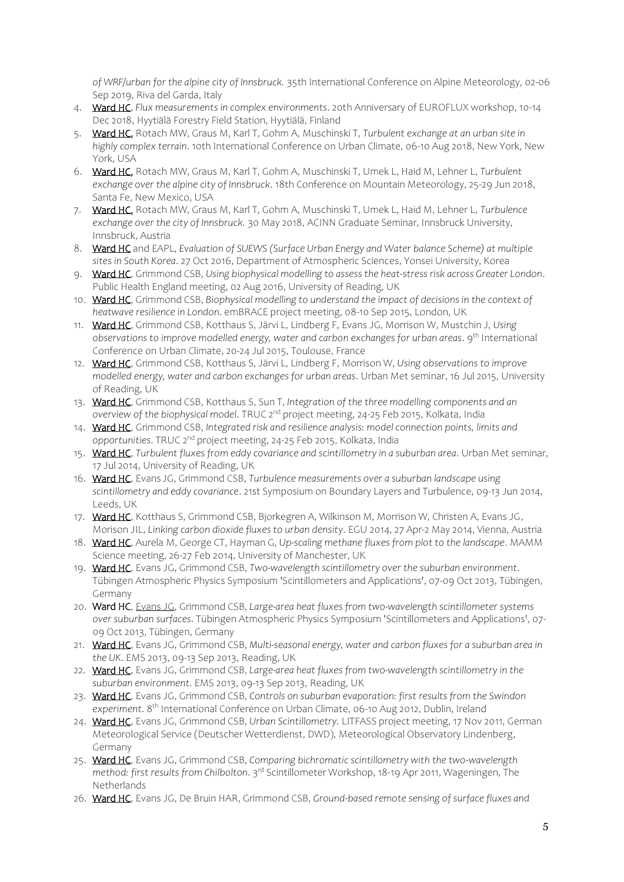*of WRF/urban for the alpine city of Innsbruck.* 35th International Conference on Alpine Meteorology, 02-06 Sep 2019, Riva del Garda, Italy

4. Ward HC, *Flux measurements in complex environments*. 20th Anniversary of EUROFLUX workshop, 10-14 Dec 2018, Hyytiälä Forestry Field Station, Hyytiälä, Finland
5. Ward HC, Rotach MW, Graus M, Karl T, Gohm A, Muschinski T, *Turbulent exchange at an urban site in highly complex terrain*. 10th International Conference on Urban Climate, 06-10 Aug 2018, New York, New York, USA
6. Ward HC, Rotach MW, Graus M, Karl T, Gohm A, Muschinski T, Umek L, Haid M, Lehner L, *Turbulent exchange over the alpine city of Innsbruck*. 18th Conference on Mountain Meteorology, 25-29 Jun 2018, Santa Fe, New Mexico, USA
7. Ward HC, Rotach MW, Graus M, Karl T, Gohm A, Muschinski T, Umek L, Haid M, Lehner L, *Turbulence exchange over the city of Innsbruck.* 30 May 2018, ACINN Graduate Seminar, Innsbruck University, Innsbruck, Austria
8. Ward HC and EAPL, *Evaluation of SUEWS (Surface Urban Energy and Water balance Scheme) at multiple sites in South Korea*. 27 Oct 2016, Department of Atmospheric Sciences, Yonsei University, Korea
9. Ward HC, Grimmond CSB, *Using biophysical modelling to assess the heat-stress risk across Greater London*. Public Health England meeting, 02 Aug 2016, University of Reading, UK
10. Ward HC, Grimmond CSB, *Biophysical modelling to understand the impact of decisions in the context of heatwave resilience in London*. emBRACE project meeting, 08-10 Sep 2015, London, UK
11. Ward HC, Grimmond CSB, Kotthaus S, Järvi L, Lindberg F, Evans JG, Morrison W, Mustchin J, *Using observations to improve modelled energy, water and carbon exchanges for urban areas*. 9th International Conference on Urban Climate, 20-24 Jul 2015, Toulouse, France
12. Ward HC, Grimmond CSB, Kotthaus S, Järvi L, Lindberg F, Morrison W, *Using observations to improve modelled energy, water and carbon exchanges for urban areas*. Urban Met seminar, 16 Jul 2015, University of Reading, UK
13. Ward HC, Grimmond CSB, Kotthaus S, Sun T, *Integration of the three modelling components and an overview of the biophysical model*. TRUC 2nd project meeting, 24-25 Feb 2015, Kolkata, India
14. Ward HC, Grimmond CSB, *Integrated risk and resilience analysis: model connection points, limits and opportunities*. TRUC 2nd project meeting, 24-25 Feb 2015, Kolkata, India
15. Ward HC, *Turbulent fluxes from eddy covariance and scintillometry in a suburban area*. Urban Met seminar, 17 Jul 2014, University of Reading, UK
16. Ward HC, Evans JG, Grimmond CSB, *Turbulence measurements over a suburban landscape using scintillometry and eddy covariance*. 21st Symposium on Boundary Layers and Turbulence, 09-13 Jun 2014, Leeds, UK
17. Ward HC, Kotthaus S, Grimmond CSB, Bjorkegren A, Wilkinson M, Morrison W, Christen A, Evans JG, Morison JIL, *Linking carbon dioxide fluxes to urban density*. EGU 2014, 27 Apr-2 May 2014, Vienna, Austria
18. Ward HC, Aurela M, George CT, Hayman G, *Up-scaling methane fluxes from plot to the landscape*. MAMM Science meeting, 26-27 Feb 2014, University of Manchester, UK
19. Ward HC, Evans JG, Grimmond CSB, *Two-wavelength scintillometry over the suburban environment*. Tübingen Atmospheric Physics Symposium 'Scintillometers and Applications', 07-09 Oct 2013, Tübingen, Germany
20. Ward HC, Evans JG, Grimmond CSB, *Large-area heat fluxes from two-wavelength scintillometer systems over suburban surfaces*. Tübingen Atmospheric Physics Symposium 'Scintillometers and Applications', 07-09 Oct 2013, Tübingen, Germany
21. Ward HC, Evans JG, Grimmond CSB, *Multi-seasonal energy, water and carbon fluxes for a suburban area in the UK*. EMS 2013, 09-13 Sep 2013, Reading, UK
22. Ward HC, Evans JG, Grimmond CSB, *Large-area heat fluxes from two-wavelength scintillometry in the suburban environment*. EMS 2013, 09-13 Sep 2013, Reading, UK
23. Ward HC, Evans JG, Grimmond CSB, *Controls on suburban evaporation: first results from the Swindon experiment*. 8th International Conference on Urban Climate, 06-10 Aug 2012, Dublin, Ireland
24. Ward HC, Evans JG, Grimmond CSB, *Urban Scintillometry*. LITFASS project meeting, 17 Nov 2011, German Meteorological Service (Deutscher Wetterdienst, DWD), Meteorological Observatory Lindenberg, Germany
25. Ward HC, Evans JG, Grimmond CSB, *Comparing bichromatic scintillometry with the two-wavelength method: first results from Chilbolton*. 3rd Scintillometer Workshop, 18-19 Apr 2011, Wageningen, The Netherlands
26. Ward HC, Evans JG, De Bruin HAR, Grimmond CSB, *Ground-based remote sensing of surface fluxes and*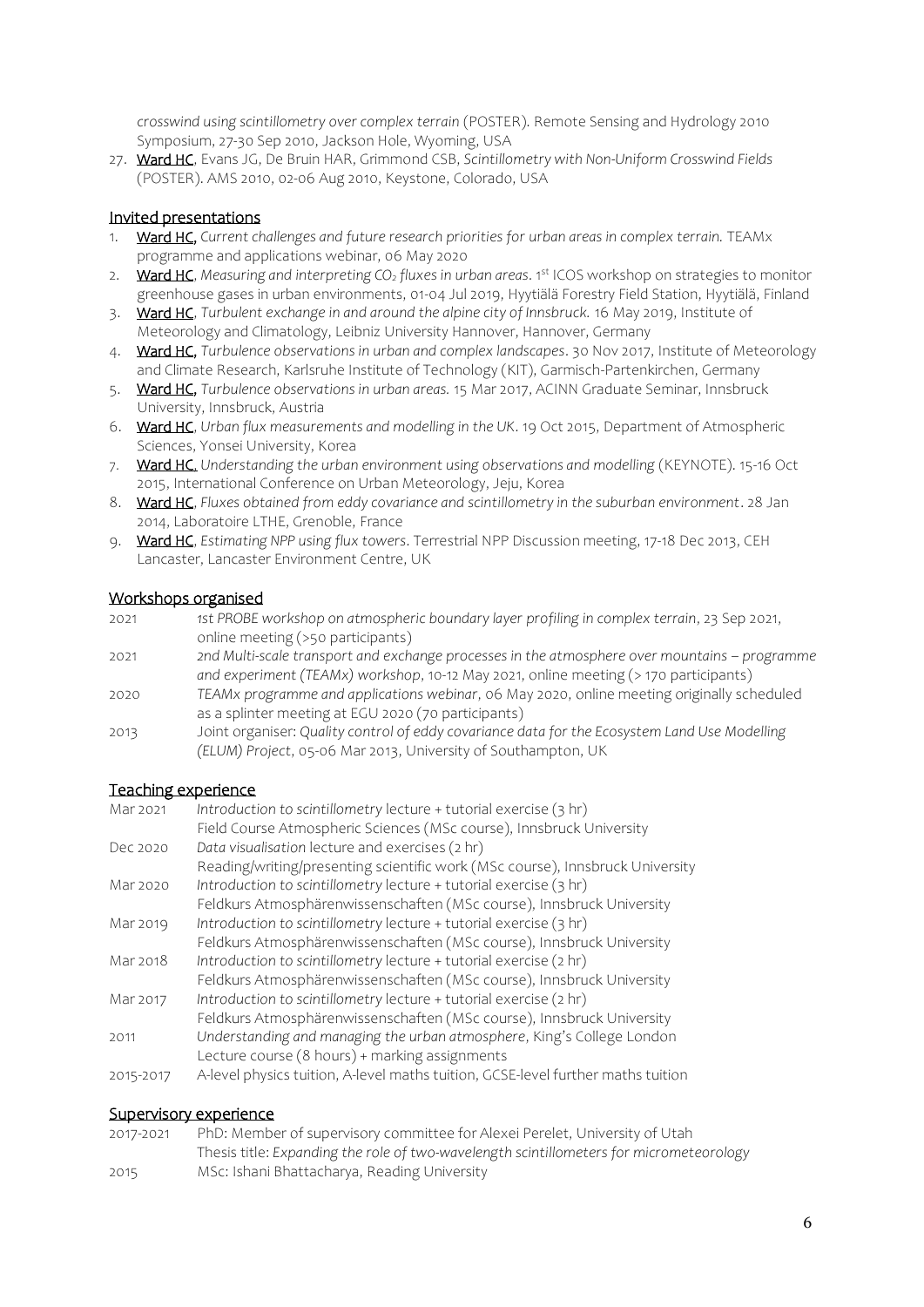*crosswind using scintillometry over complex terrain* (POSTER). Remote Sensing and Hydrology 2010 Symposium, 27-30 Sep 2010, Jackson Hole, Wyoming, USA

27. Ward HC, Evans JG, De Bruin HAR, Grimmond CSB, *Scintillometry with Non-Uniform Crosswind Fields* (POSTER). AMS 2010, 02-06 Aug 2010, Keystone, Colorado, USA

## Invited presentations

1. Ward HC, *Current challenges and future research priorities for urban areas in complex terrain.* TEAMx programme and applications webinar, 06 May 2020
2. Ward HC, *Measuring and interpreting $CO_2$ fluxes in urban areas.* 1st ICOS workshop on strategies to monitor greenhouse gases in urban environments, 01-04 Jul 2019, Hyytiälä Forestry Field Station, Hyytiälä, Finland
3. Ward HC, *Turbulent exchange in and around the alpine city of Innsbruck.* 16 May 2019, Institute of Meteorology and Climatology, Leibniz University Hannover, Hannover, Germany
4. Ward HC, *Turbulence observations in urban and complex landscapes*. 30 Nov 2017, Institute of Meteorology and Climate Research, Karlsruhe Institute of Technology (KIT), Garmisch-Partenkirchen, Germany
5. Ward HC, *Turbulence observations in urban areas.* 15 Mar 2017, ACINN Graduate Seminar, Innsbruck University, Innsbruck, Austria
6. Ward HC, *Urban flux measurements and modelling in the UK*. 19 Oct 2015, Department of Atmospheric Sciences, Yonsei University, Korea
7. Ward HC. *Understanding the urban environment using observations and modelling* (KEYNOTE). 15-16 Oct 2015, International Conference on Urban Meteorology, Jeju, Korea
8. Ward HC, *Fluxes obtained from eddy covariance and scintillometry in the suburban environment*. 28 Jan 2014, Laboratoire LTHE, Grenoble, France
9. Ward HC, *Estimating NPP using flux towers.* Terrestrial NPP Discussion meeting, 17-18 Dec 2013, CEH Lancaster, Lancaster Environment Centre, UK

## Workshops organised

| | |
|---|---|
| 2021 | *1st PROBE workshop on atmospheric boundary layer profiling in complex terrain*, 23 Sep 2021, online meeting (>50 participants) |
| 2021 | *2nd Multi-scale transport and exchange processes in the atmosphere over mountains – programme and experiment (TEAMx) workshop*, 10-12 May 2021, online meeting (> 170 participants) |
| 2020 | *TEAMx programme and applications webinar*, 06 May 2020, online meeting originally scheduled as a splinter meeting at EGU 2020 (70 participants) |
| 2013 | Joint organiser: *Quality control of eddy covariance data for the Ecosystem Land Use Modelling (ELUM) Project*, 05-06 Mar 2013, University of Southampton, UK |

## Teaching experience

| | |
|---|---|
| Mar 2021 | *Introduction to scintillometry* lecture + tutorial exercise (3 hr)<br>Field Course Atmospheric Sciences (MSc course), Innsbruck University |
| Dec 2020 | *Data visualisation* lecture and exercises (2 hr)<br>Reading/writing/presenting scientific work (MSc course), Innsbruck University |
| Mar 2020 | *Introduction to scintillometry* lecture + tutorial exercise (3 hr)<br>Feldkurs Atmosphärenwissenschaften (MSc course), Innsbruck University |
| Mar 2019 | *Introduction to scintillometry* lecture + tutorial exercise (3 hr)<br>Feldkurs Atmosphärenwissenschaften (MSc course), Innsbruck University |
| Mar 2018 | *Introduction to scintillometry* lecture + tutorial exercise (2 hr)<br>Feldkurs Atmosphärenwissenschaften (MSc course), Innsbruck University |
| Mar 2017 | *Introduction to scintillometry* lecture + tutorial exercise (2 hr)<br>Feldkurs Atmosphärenwissenschaften (MSc course), Innsbruck University |
| 2011 | *Understanding and managing the urban atmosphere*, King's College London<br>Lecture course (8 hours) + marking assignments |
| 2015-2017 | A-level physics tuition, A-level maths tuition, GCSE-level further maths tuition |

## Supervisory experience

| | |
|---|---|
| 2017-2021 | PhD: Member of supervisory committee for Alexei Perelet, University of Utah<br>Thesis title: *Expanding the role of two-wavelength scintillometers for micrometeorology* |
| 2015 | MSc: Ishani Bhattacharya, Reading University |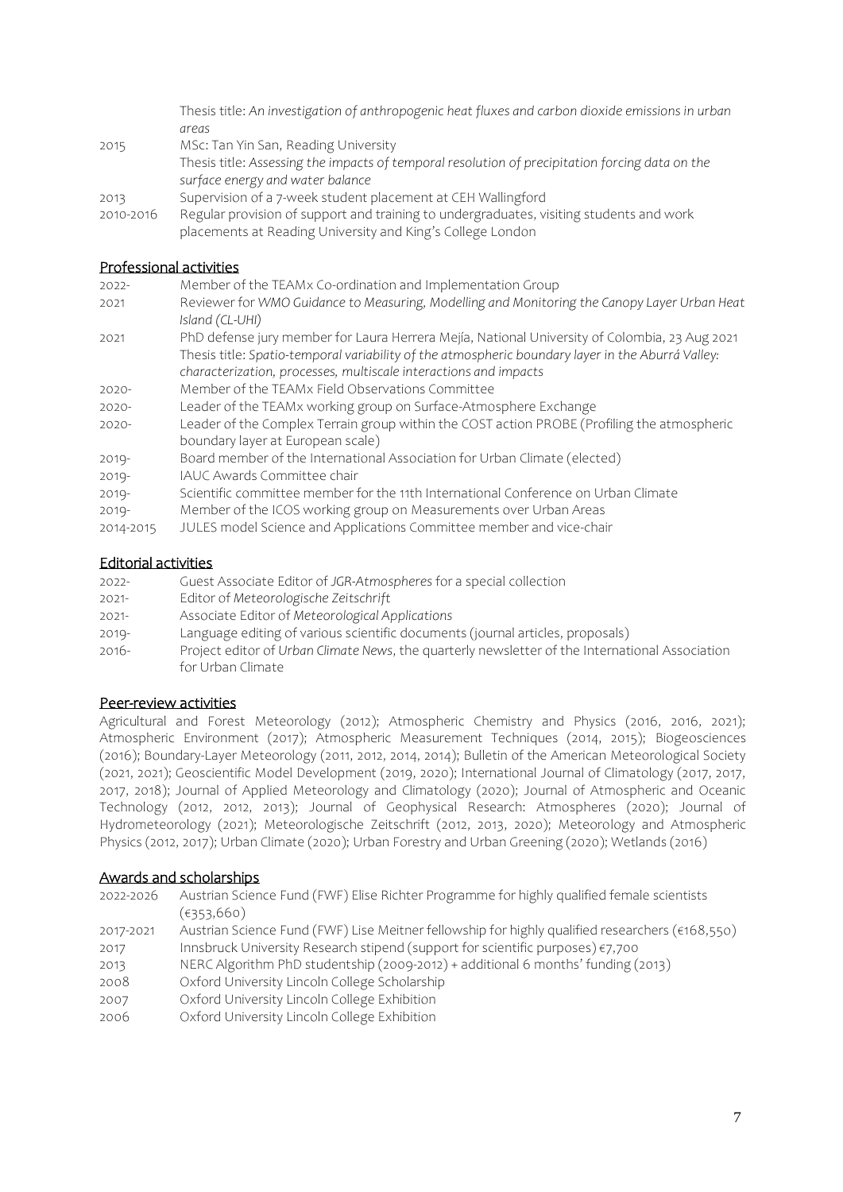Thesis title: *An investigation of anthropogenic heat fluxes and carbon dioxide emissions in urban areas*

| | |
|---|---|
| 2015 | MSc: Tan Yin San, Reading University<br>Thesis title: *Assessing the impacts of temporal resolution of precipitation forcing data on the surface energy and water balance* |
| 2013 | Supervision of a 7-week student placement at CEH Wallingford |
| 2010-2016 | Regular provision of support and training to undergraduates, visiting students and work placements at Reading University and King's College London |

## Professional activities

| | |
|---|---|
| 2022- | Member of the TEAMx Co-ordination and Implementation Group |
| 2021 | Reviewer for *WMO Guidance to Measuring, Modelling and Monitoring the Canopy Layer Urban Heat Island (CL-UHI)* |
| 2021 | PhD defense jury member for Laura Herrera Mejía, National University of Colombia, 23 Aug 2021<br>Thesis title: *Spatio-temporal variability of the atmospheric boundary layer in the Aburrá Valley: characterization, processes, multiscale interactions and impacts* |
| 2020- | Member of the TEAMx Field Observations Committee |
| 2020- | Leader of the TEAMx working group on Surface-Atmosphere Exchange |
| 2020- | Leader of the Complex Terrain group within the COST action PROBE (Profiling the atmospheric boundary layer at European scale) |
| 2019- | Board member of the International Association for Urban Climate (elected) |
| 2019- | IAUC Awards Committee chair |
| 2019- | Scientific committee member for the 11th International Conference on Urban Climate |
| 2019- | Member of the ICOS working group on Measurements over Urban Areas |
| 2014-2015 | JULES model Science and Applications Committee member and vice-chair |

## Editorial activities

| | |
|---|---|
| 2022- | Guest Associate Editor of *JGR-Atmospheres* for a special collection |
| 2021- | Editor of *Meteorologische Zeitschrift* |
| 2021- | Associate Editor of *Meteorological Applications* |
| 2019- | Language editing of various scientific documents (journal articles, proposals) |
| 2016- | Project editor of *Urban Climate News*, the quarterly newsletter of the International Association for Urban Climate |

## Peer-review activities

Agricultural and Forest Meteorology (2012); Atmospheric Chemistry and Physics (2016, 2016, 2021); Atmospheric Environment (2017); Atmospheric Measurement Techniques (2014, 2015); Biogeosciences (2016); Boundary-Layer Meteorology (2011, 2012, 2014, 2014); Bulletin of the American Meteorological Society (2021, 2021); Geoscientific Model Development (2019, 2020); International Journal of Climatology (2017, 2017, 2017, 2018); Journal of Applied Meteorology and Climatology (2020); Journal of Atmospheric and Oceanic Technology (2012, 2012, 2013); Journal of Geophysical Research: Atmospheres (2020); Journal of Hydrometeorology (2021); Meteorologische Zeitschrift (2012, 2013, 2020); Meteorology and Atmospheric Physics (2012, 2017); Urban Climate (2020); Urban Forestry and Urban Greening (2020); Wetlands (2016)

## Awards and scholarships

| | |
|---|---|
| 2022-2026 | Austrian Science Fund (FWF) Elise Richter Programme for highly qualified female scientists (€353,660) |
| 2017-2021 | Austrian Science Fund (FWF) Lise Meitner fellowship for highly qualified researchers (€168,550) |
| 2017 | Innsbruck University Research stipend (support for scientific purposes) €7,700 |
| 2013 | NERC Algorithm PhD studentship (2009-2012) + additional 6 months' funding (2013) |
| 2008 | Oxford University Lincoln College Scholarship |
| 2007 | Oxford University Lincoln College Exhibition |
| 2006 | Oxford University Lincoln College Exhibition |